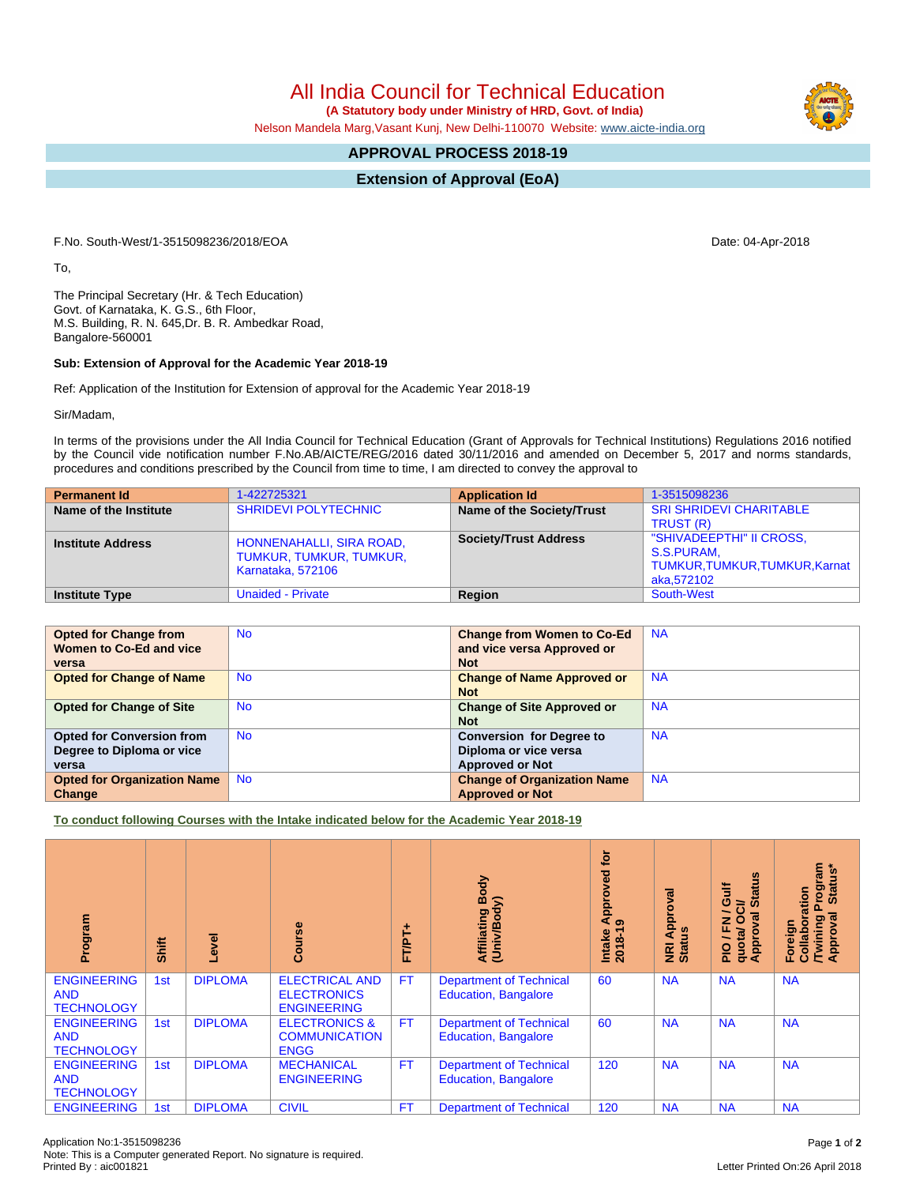# All India Council for Technical Education

**(A Statutory body under Ministry of HRD, Govt. of India)**

Nelson Mandela Marg,Vasant Kunj, New Delhi-110070 Website: www.aicte-india.org

## APPROVAL PROCESS 2018-19

## Extension of Approval (EoA)

F.No. South-West/1-3515098236/2018/EOA

Date: 04-Apr-2018

To,

The Principal Secretary (Hr. & Tech Education)
Govt. of Karnataka, K. G.S., 6th Floor,
M.S. Building, R. N. 645,Dr. B. R. Ambedkar Road,
Bangalore-560001

**Sub: Extension of Approval for the Academic Year 2018-19**

Ref: Application of the Institution for Extension of approval for the Academic Year 2018-19

Sir/Madam,

In terms of the provisions under the All India Council for Technical Education (Grant of Approvals for Technical Institutions) Regulations 2016 notified by the Council vide notification number F.No.AB/AICTE/REG/2016 dated 30/11/2016 and amended on December 5, 2017 and norms standards, procedures and conditions prescribed by the Council from time to time, I am directed to convey the approval to

| **Permanent Id** | 1-422725321 | **Application Id** | 1-3515098236 |
|---|---|---|---|
| **Name of the Institute** | SHRIDEVI POLYTECHNIC | **Name of the Society/Trust** | SRI SHRIDEVI CHARITABLE TRUST (R) |
| **Institute Address** | HONNENAHALLI, SIRA ROAD, TUMKUR, TUMKUR, TUMKUR, Karnataka, 572106 | **Society/Trust Address** | "SHIVADEEPTHI" II CROSS, S.S.PURAM, TUMKUR,TUMKUR,TUMKUR,Karnataka,572102 |
| **Institute Type** | Unaided - Private | **Region** | South-West |

| **Opted for Change from Women to Co-Ed and vice versa** | No | **Change from Women to Co-Ed and vice versa Approved or Not** | NA |
|---|---|---|---|
| **Opted for Change of Name** | No | **Change of Name Approved or Not** | NA |
| **Opted for Change of Site** | No | **Change of Site Approved or Not** | NA |
| **Opted for Conversion from Degree to Diploma or vice versa** | No | **Conversion for Degree to Diploma or vice versa Approved or Not** | NA |
| **Opted for Organization Name Change** | No | **Change of Organization Name Approved or Not** | NA |

**To conduct following Courses with the Intake indicated below for the Academic Year 2018-19**

| Program | Shift | Level | Course | FT/PT+ | Affiliating Body (Univ/Body) | Intake Approved for 2018-19 | NRI Approval Status | PIO / FN / Gulf quota/ OCI/ Approval Status | Foreign Collaboration /Twining Program Approval Status* |
|---|---|---|---|---|---|---|---|---|---|
| ENGINEERING AND TECHNOLOGY | 1st | DIPLOMA | ELECTRICAL AND ELECTRONICS ENGINEERING | FT | Department of Technical Education, Bangalore | 60 | NA | NA | NA |
| ENGINEERING AND TECHNOLOGY | 1st | DIPLOMA | ELECTRONICS & COMMUNICATION ENGG | FT | Department of Technical Education, Bangalore | 60 | NA | NA | NA |
| ENGINEERING AND TECHNOLOGY | 1st | DIPLOMA | MECHANICAL ENGINEERING | FT | Department of Technical Education, Bangalore | 120 | NA | NA | NA |
| ENGINEERING | 1st | DIPLOMA | CIVIL | FT | Department of Technical | 120 | NA | NA | NA |

Application No:1-3515098236
Note: This is a Computer generated Report. No signature is required.
Printed By : aic001821

Letter Printed On:26 April 2018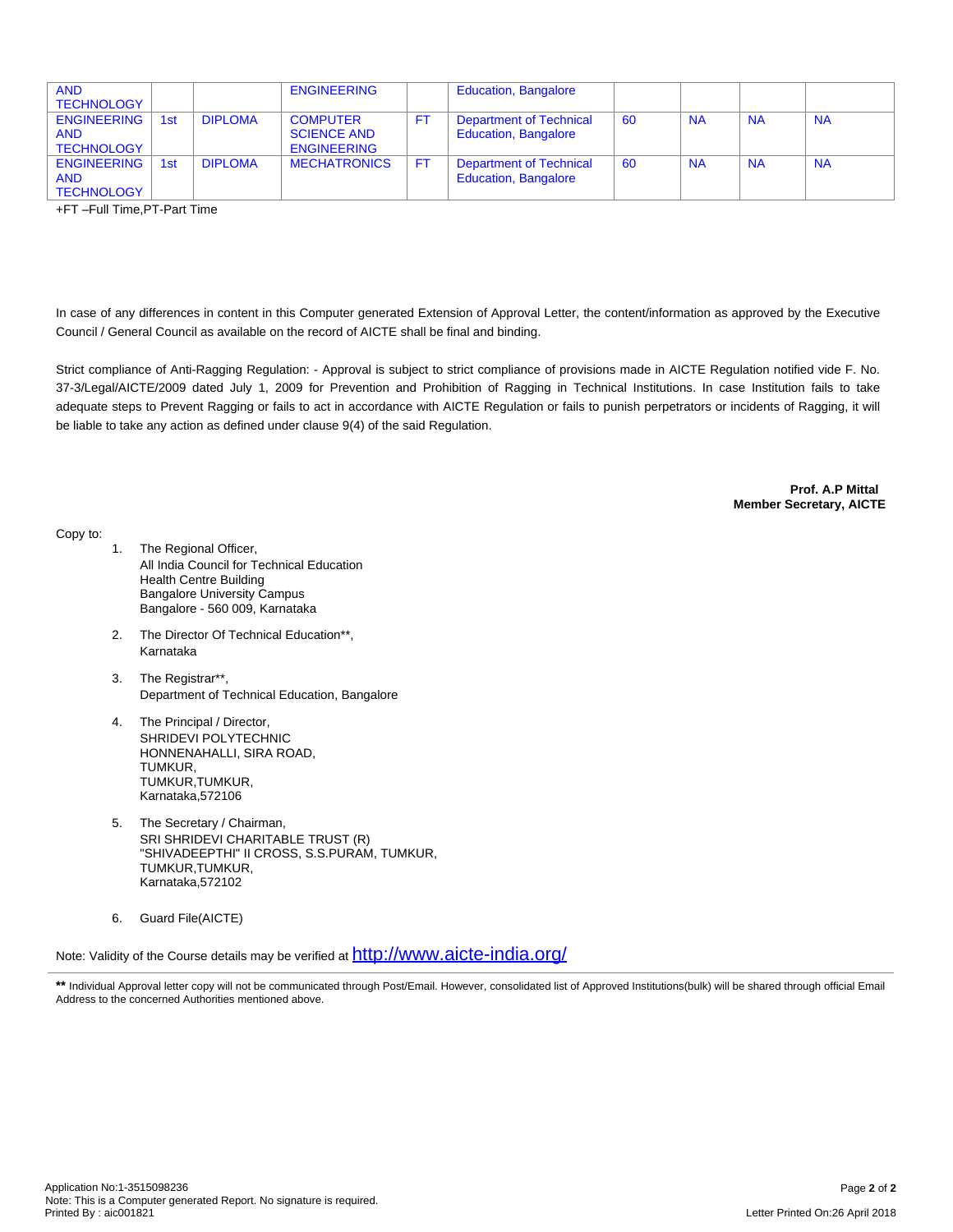| | | | | | | | | | |
|---|---|---|---|---|---|---|---|---|---|
| AND TECHNOLOGY | | | ENGINEERING | | Education, Bangalore | | | | |
| ENGINEERING AND TECHNOLOGY | 1st | DIPLOMA | COMPUTER SCIENCE AND ENGINEERING | FT | Department of Technical Education, Bangalore | 60 | NA | NA | NA |
| ENGINEERING AND TECHNOLOGY | 1st | DIPLOMA | MECHATRONICS | FT | Department of Technical Education, Bangalore | 60 | NA | NA | NA |

+FT –Full Time,PT-Part Time

In case of any differences in content in this Computer generated Extension of Approval Letter, the content/information as approved by the Executive Council / General Council as available on the record of AICTE shall be final and binding.

Strict compliance of Anti-Ragging Regulation: - Approval is subject to strict compliance of provisions made in AICTE Regulation notified vide F. No. 37-3/Legal/AICTE/2009 dated July 1, 2009 for Prevention and Prohibition of Ragging in Technical Institutions. In case Institution fails to take adequate steps to Prevent Ragging or fails to act in accordance with AICTE Regulation or fails to punish perpetrators or incidents of Ragging, it will be liable to take any action as defined under clause 9(4) of the said Regulation.

**Prof. A.P Mittal**
**Member Secretary, AICTE**

Copy to:

1. The Regional Officer,
   All India Council for Technical Education
   Health Centre Building
   Bangalore University Campus
   Bangalore - 560 009, Karnataka

2. The Director Of Technical Education**,
   Karnataka

3. The Registrar**,
   Department of Technical Education, Bangalore

4. The Principal / Director,
   SHRIDEVI POLYTECHNIC
   HONNENAHALLI, SIRA ROAD,
   TUMKUR,
   TUMKUR,TUMKUR,
   Karnataka,572106

5. The Secretary / Chairman,
   SRI SHRIDEVI CHARITABLE TRUST (R)
   "SHIVADEEPTHI" II CROSS, S.S.PURAM, TUMKUR,
   TUMKUR,TUMKUR,
   Karnataka,572102

6. Guard File(AICTE)

Note: Validity of the Course details may be verified at http://www.aicte-india.org/

**\*\*** Individual Approval letter copy will not be communicated through Post/Email. However, consolidated list of Approved Institutions(bulk) will be shared through official Email Address to the concerned Authorities mentioned above.

Application No:1-3515098236
Note: This is a Computer generated Report. No signature is required.
Printed By : aic001821

Letter Printed On:26 April 2018